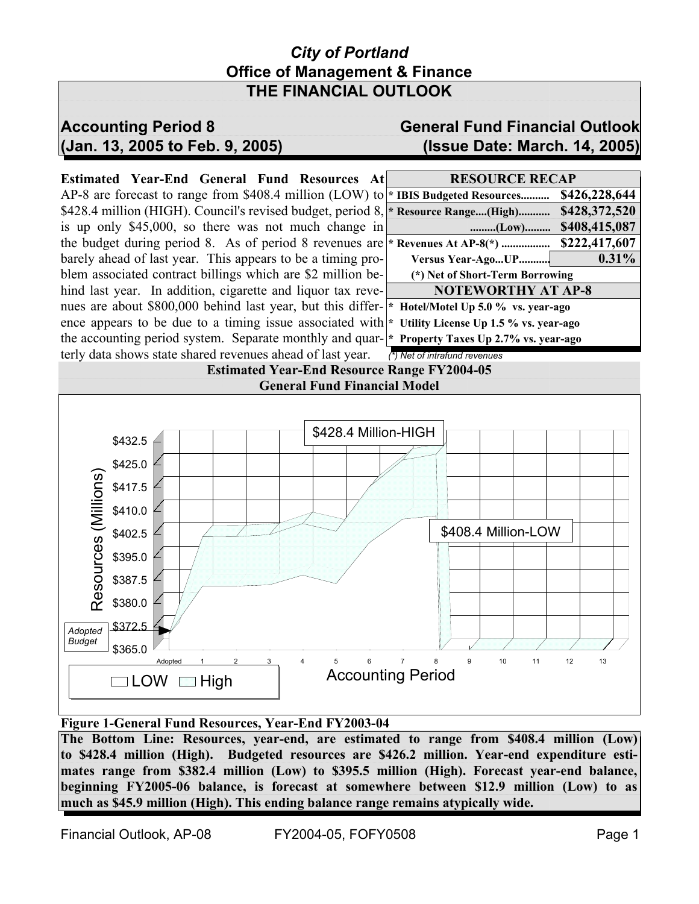# City of Portland
## Office of Management & Finance
## THE FINANCIAL OUTLOOK

**Accounting Period 8**
**(Jan. 13, 2005 to Feb. 9, 2005)**

**General Fund Financial Outlook**
**(Issue Date: March. 14, 2005)**

**Estimated Year-End General Fund Resources At** AP-8 are forecast to range from $408.4 million (LOW) to $428.4 million (HIGH). Council's revised budget, period 8, is up only $45,000, so there was not much change in the budget during period 8. As of period 8 revenues are barely ahead of last year. This appears to be a timing problem associated contract billings which are $2 million behind last year. In addition, cigarette and liquor tax revenues are about $800,000 behind last year, but this difference appears to be due to a timing issue associated with the accounting period system. Separate monthly and quarterly data shows state shared revenues ahead of last year.

| RESOURCE RECAP | |
|---|---|
| * IBIS Budgeted Resources.......... | $426,228,644 |
| * Resource Range....(High)........... | $428,372,520 |
| .........(Low)......... | $408,415,087 |
| * Revenues At AP-8(*) ................. | $222,417,607 |
| Versus Year-Ago...UP........... | 0.31% |
| (*) Net of Short-Term Borrowing | |
| **NOTEWORTHY AT AP-8** | |
| * Hotel/Motel Up 5.0 % vs. year-ago | |
| * Utility License Up 1.5 % vs. year-ago | |
| * Property Taxes Up 2.7% vs. year-ago | |

*(\*) Net of intrafund revenues*

**Estimated Year-End Resource Range FY2004-05**
**General Fund Financial Model**

**Figure 1-General Fund Resources, Year-End FY2003-04**

**The Bottom Line: Resources, year-end, are estimated to range from $408.4 million (Low) to $428.4 million (High). Budgeted resources are $426.2 million. Year-end expenditure estimates range from $382.4 million (Low) to $395.5 million (High). Forecast year-end balance, beginning FY2005-06 balance, is forecast at somewhere between $12.9 million (Low) to as much as $45.9 million (High). This ending balance range remains atypically wide.**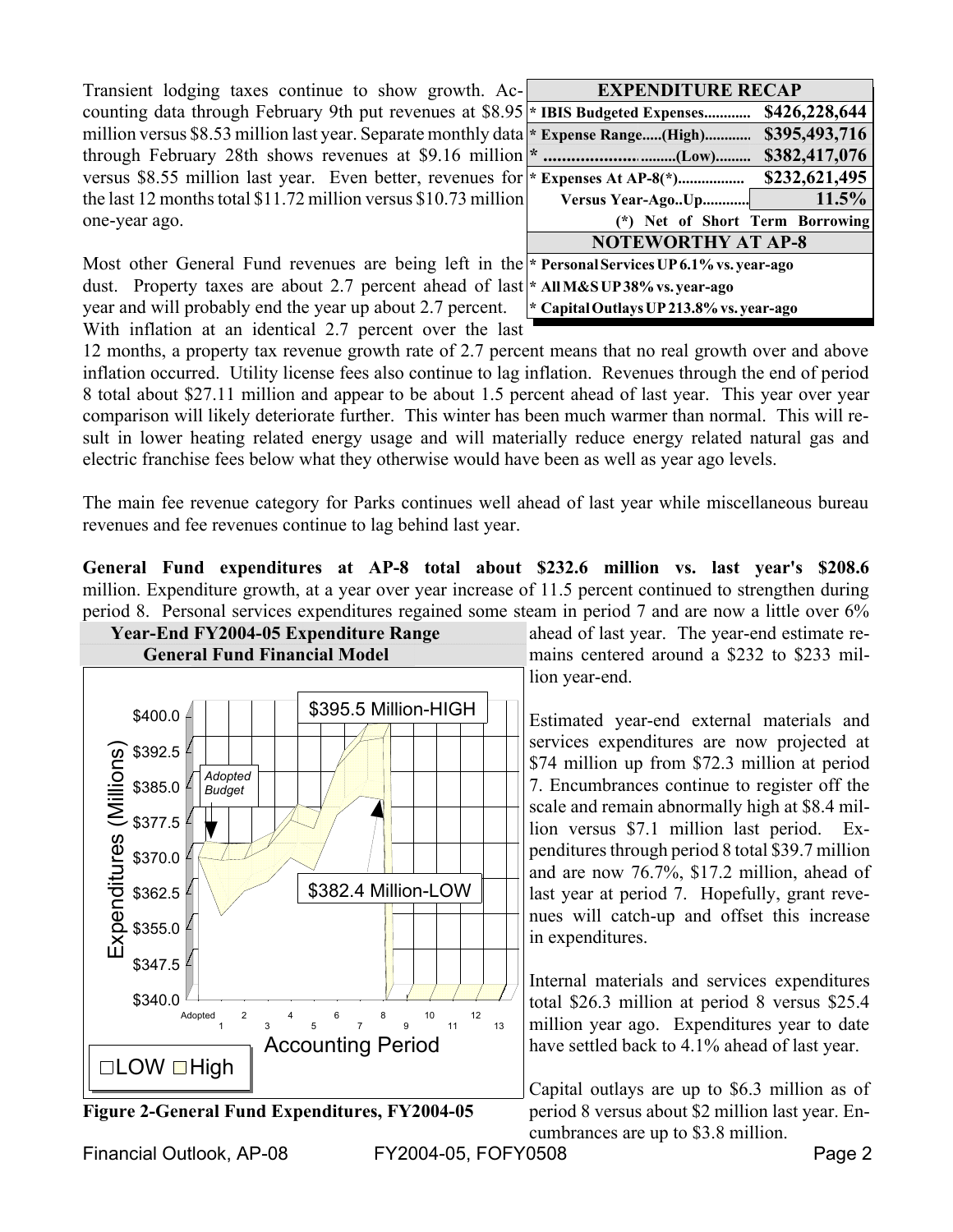Transient lodging taxes continue to show growth. Accounting data through February 9th put revenues at $8.95 million versus $8.53 million last year. Separate monthly data through February 28th shows revenues at $9.16 million versus $8.55 million last year. Even better, revenues for the last 12 months total $11.72 million versus $10.73 million one-year ago.

| EXPENDITURE RECAP | |
|---|---|
| * IBIS Budgeted Expenses............ | $426,228,644 |
| * Expense Range.....(High)............ | $395,493,716 |
| * .................................(Low)......... | $382,417,076 |
| * Expenses At AP-8(*)................. | $232,621,495 |
| Versus Year-Ago..Up............ | 11.5% |
| (*) Net of Short Term Borrowing | |
| **NOTEWORTHY AT AP-8** | |
| * Personal Services UP 6.1% vs. year-ago | |
| * All M&S UP 38% vs. year-ago | |
| * Capital Outlays UP 213.8% vs. year-ago | |

Most other General Fund revenues are being left in the dust. Property taxes are about 2.7 percent ahead of last year and will probably end the year up about 2.7 percent. With inflation at an identical 2.7 percent over the last 12 months, a property tax revenue growth rate of 2.7 percent means that no real growth over and above inflation occurred. Utility license fees also continue to lag inflation. Revenues through the end of period 8 total about $27.11 million and appear to be about 1.5 percent ahead of last year. This year over year comparison will likely deteriorate further. This winter has been much warmer than normal. This will result in lower heating related energy usage and will materially reduce energy related natural gas and electric franchise fees below what they otherwise would have been as well as year ago levels.

The main fee revenue category for Parks continues well ahead of last year while miscellaneous bureau revenues and fee revenues continue to lag behind last year.

**General Fund expenditures at AP-8 total about $232.6 million vs. last year's $208.6** million. Expenditure growth, at a year over year increase of 11.5 percent continued to strengthen during period 8. Personal services expenditures regained some steam in period 7 and are now a little over 6% ahead of last year. The year-end estimate remains centered around a $232 to $233 million year-end.

**Year-End FY2004-05 Expenditure Range**
**General Fund Financial Model**

**Figure 2-General Fund Expenditures, FY2004-05**

Estimated year-end external materials and services expenditures are now projected at $74 million up from $72.3 million at period 7. Encumbrances continue to register off the scale and remain abnormally high at $8.4 million versus $7.1 million last period. Expenditures through period 8 total $39.7 million and are now 76.7%, $17.2 million, ahead of last year at period 7. Hopefully, grant revenues will catch-up and offset this increase in expenditures.

Internal materials and services expenditures total $26.3 million at period 8 versus $25.4 million year ago. Expenditures year to date have settled back to 4.1% ahead of last year.

Capital outlays are up to $6.3 million as of period 8 versus about $2 million last year. Encumbrances are up to $3.8 million.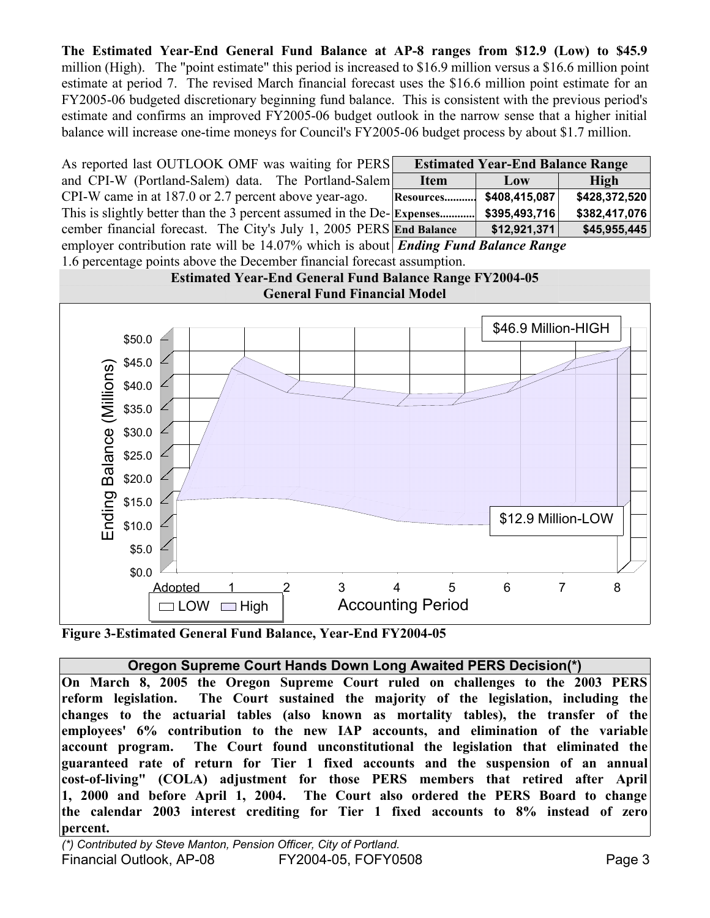**The Estimated Year-End General Fund Balance at AP-8 ranges from $12.9 (Low) to $45.9** million (High). The "point estimate" this period is increased to $16.9 million versus a $16.6 million point estimate at period 7. The revised March financial forecast uses the $16.6 million point estimate for an FY2005-06 budgeted discretionary beginning fund balance. This is consistent with the previous period's estimate and confirms an improved FY2005-06 budget outlook in the narrow sense that a higher initial balance will increase one-time moneys for Council's FY2005-06 budget process by about $1.7 million.

As reported last OUTLOOK OMF was waiting for PERS and CPI-W (Portland-Salem) data. The Portland-Salem CPI-W came in at 187.0 or 2.7 percent above year-ago. This is slightly better than the 3 percent assumed in the December financial forecast. The City's July 1, 2005 PERS employer contribution rate will be 14.07% which is about 1.6 percentage points above the December financial forecast assumption.

| **Estimated Year-End Balance Range** | | |
|---|---|---|
| **Item** | **Low** | **High** |
| **Resources...........** | **$408,415,087** | **$428,372,520** |
| **Expenses............** | **$395,493,716** | **$382,417,076** |
| **End Balance** | **$12,921,371** | **$45,955,445** |

***Ending Fund Balance Range***

**Estimated Year-End General Fund Balance Range FY2004-05**
**General Fund Financial Model**

**Figure 3-Estimated General Fund Balance, Year-End FY2004-05**

### Oregon Supreme Court Hands Down Long Awaited PERS Decision(*)

**On March 8, 2005 the Oregon Supreme Court ruled on challenges to the 2003 PERS reform legislation. The Court sustained the majority of the legislation, including the changes to the actuarial tables (also known as mortality tables), the transfer of the employees' 6% contribution to the new IAP accounts, and elimination of the variable account program. The Court found unconstitutional the legislation that eliminated the guaranteed rate of return for Tier 1 fixed accounts and the suspension of an annual cost-of-living" (COLA) adjustment for those PERS members that retired after April 1, 2000 and before April 1, 2004. The Court also ordered the PERS Board to change the calendar 2003 interest crediting for Tier 1 fixed accounts to 8% instead of zero percent.**

*(*) Contributed by Steve Manton, Pension Officer, City of Portland.*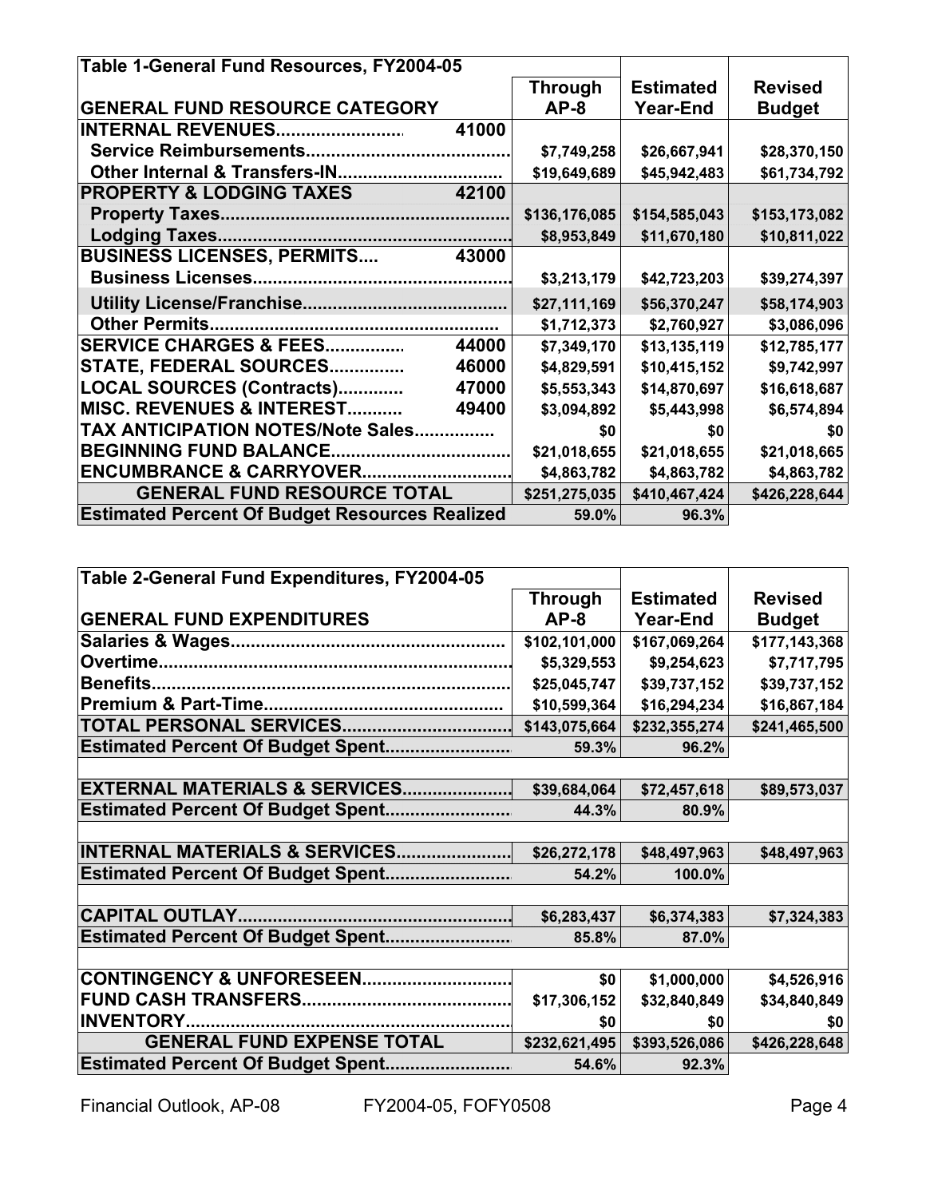| Table 1-General Fund Resources, FY2004-05 | | | | |
|---|---|---|---|---|
| **GENERAL FUND RESOURCE CATEGORY** | | **Through AP-8** | **Estimated Year-End** | **Revised Budget** |
| **INTERNAL REVENUES.........................** | **41000** | | | |
| **Service Reimbursements........................................** | | $7,749,258 | $26,667,941 | $28,370,150 |
| **Other Internal & Transfers-IN................................** | | $19,649,689 | $45,942,483 | $61,734,792 |
| **PROPERTY & LODGING TAXES** | **42100** | | | |
| **Property Taxes........................................................** | | $136,176,085 | $154,585,043 | $153,173,082 |
| **Lodging Taxes........................................................** | | $8,953,849 | $11,670,180 | $10,811,022 |
| **BUSINESS LICENSES, PERMITS....** | **43000** | | | |
| **Business Licenses..................................................** | | $3,213,179 | $42,723,203 | $39,274,397 |
| **Utility License/Franchise........................................** | | $27,111,169 | $56,370,247 | $58,174,903 |
| **Other Permits.........................................................** | | $1,712,373 | $2,760,927 | $3,086,096 |
| **SERVICE CHARGES & FEES................** | **44000** | $7,349,170 | $13,135,119 | $12,785,177 |
| **STATE, FEDERAL SOURCES...............** | **46000** | $4,829,591 | $10,415,152 | $9,742,997 |
| **LOCAL SOURCES (Contracts).............** | **47000** | $5,553,343 | $14,870,697 | $16,618,687 |
| **MISC. REVENUES & INTEREST...........** | **49400** | $3,094,892 | $5,443,998 | $6,574,894 |
| **TAX ANTICIPATION NOTES/Note Sales................** | | $0 | $0 | $0 |
| **BEGINNING FUND BALANCE....................................** | | $21,018,655 | $21,018,655 | $21,018,665 |
| **ENCUMBRANCE & CARRYOVER.............................** | | $4,863,782 | $4,863,782 | $4,863,782 |
| **GENERAL FUND RESOURCE TOTAL** | | $251,275,035 | $410,467,424 | $426,228,644 |
| **Estimated Percent Of Budget Resources Realized** | | 59.0% | 96.3% | |

| Table 2-General Fund Expenditures, FY2004-05 | | | |
|---|---|---|---|
| **GENERAL FUND EXPENDITURES** | **Through AP-8** | **Estimated Year-End** | **Revised Budget** |
| **Salaries & Wages.......................................................** | $102,101,000 | $167,069,264 | $177,143,368 |
| **Overtime.....................................................................** | $5,329,553 | $9,254,623 | $7,717,795 |
| **Benefits......................................................................** | $25,045,747 | $39,737,152 | $39,737,152 |
| **Premium & Part-Time...............................................** | $10,599,364 | $16,294,234 | $16,867,184 |
| **TOTAL PERSONAL SERVICES.................................** | $143,075,664 | $232,355,274 | $241,465,500 |
| **Estimated Percent Of Budget Spent.........................** | 59.3% | 96.2% | |
| | | | |
| **EXTERNAL MATERIALS & SERVICES.....................** | $39,684,064 | $72,457,618 | $89,573,037 |
| **Estimated Percent Of Budget Spent.........................** | 44.3% | 80.9% | |
| | | | |
| **INTERNAL MATERIALS & SERVICES.......................** | $26,272,178 | $48,497,963 | $48,497,963 |
| **Estimated Percent Of Budget Spent.........................** | 54.2% | 100.0% | |
| | | | |
| **CAPITAL OUTLAY......................................................** | $6,283,437 | $6,374,383 | $7,324,383 |
| **Estimated Percent Of Budget Spent.........................** | 85.8% | 87.0% | |
| | | | |
| **CONTINGENCY & UNFORESEEN.............................** | $0 | $1,000,000 | $4,526,916 |
| **FUND CASH TRANSFERS..........................................** | $17,306,152 | $32,840,849 | $34,840,849 |
| **INVENTORY................................................................** | $0 | $0 | $0 |
| **GENERAL FUND EXPENSE TOTAL** | $232,621,495 | $393,526,086 | $426,228,648 |
| **Estimated Percent Of Budget Spent.........................** | 54.6% | 92.3% | |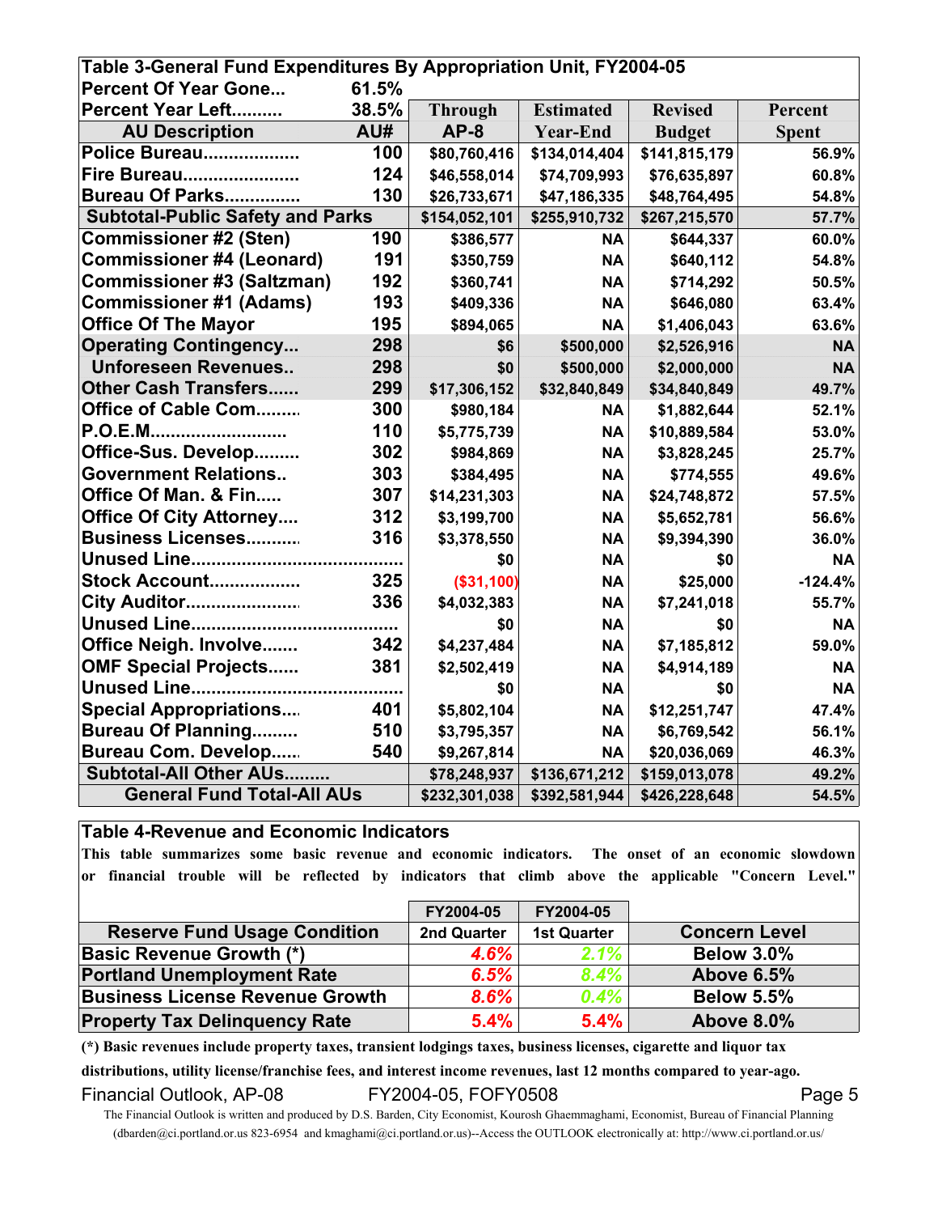## Table 3-General Fund Expenditures By Appropriation Unit, FY2004-05

| Percent Of Year Gone... | 61.5% | | | | |
|---|---|---|---|---|---|
| **Percent Year Left.........** | **38.5%** | **Through** | **Estimated** | **Revised** | **Percent** |
| **AU Description** | **AU#** | **AP-8** | **Year-End** | **Budget** | **Spent** |
| Police Bureau................... | 100 | $80,760,416 | $134,014,404 | $141,815,179 | 56.9% |
| Fire Bureau....................... | 124 | $46,558,014 | $74,709,993 | $76,635,897 | 60.8% |
| Bureau Of Parks............... | 130 | $26,733,671 | $47,186,335 | $48,764,495 | 54.8% |
| **Subtotal-Public Safety and Parks** | | $154,052,101 | $255,910,732 | $267,215,570 | 57.7% |
| Commissioner #2 (Sten) | 190 | $386,577 | NA | $644,337 | 60.0% |
| Commissioner #4 (Leonard) | 191 | $350,759 | NA | $640,112 | 54.8% |
| Commissioner #3 (Saltzman) | 192 | $360,741 | NA | $714,292 | 50.5% |
| Commissioner #1 (Adams) | 193 | $409,336 | NA | $646,080 | 63.4% |
| Office Of The Mayor | 195 | $894,065 | NA | $1,406,043 | 63.6% |
| Operating Contingency... | 298 | $6 | $500,000 | $2,526,916 | NA |
| Unforeseen Revenues.. | 298 | $0 | $500,000 | $2,000,000 | NA |
| Other Cash Transfers...... | 299 | $17,306,152 | $32,840,849 | $34,840,849 | 49.7% |
| Office of Cable Com......... | 300 | $980,184 | NA | $1,882,644 | 52.1% |
| P.O.E.M.......................... | 110 | $5,775,739 | NA | $10,889,584 | 53.0% |
| Office-Sus. Develop......... | 302 | $984,869 | NA | $3,828,245 | 25.7% |
| Government Relations.. | 303 | $384,495 | NA | $774,555 | 49.6% |
| Office Of Man. & Fin..... | 307 | $14,231,303 | NA | $24,748,872 | 57.5% |
| Office Of City Attorney.... | 312 | $3,199,700 | NA | $5,652,781 | 56.6% |
| Business Licenses........... | 316 | $3,378,550 | NA | $9,394,390 | 36.0% |
| Unused Line........................................ | | $0 | NA | $0 | NA |
| Stock Account.................. | 325 | ($31,100) | NA | $25,000 | -124.4% |
| City Auditor...................... | 336 | $4,032,383 | NA | $7,241,018 | 55.7% |
| Unused Line....................................... | | $0 | NA | $0 | NA |
| Office Neigh. Involve....... | 342 | $4,237,484 | NA | $7,185,812 | 59.0% |
| OMF Special Projects...... | 381 | $2,502,419 | NA | $4,914,189 | NA |
| Unused Line........................................ | | $0 | NA | $0 | NA |
| Special Appropriations.... | 401 | $5,802,104 | NA | $12,251,747 | 47.4% |
| Bureau Of Planning......... | 510 | $3,795,357 | NA | $6,769,542 | 56.1% |
| Bureau Com. Develop...... | 540 | $9,267,814 | NA | $20,036,069 | 46.3% |
| **Subtotal-All Other AUs.........** | | $78,248,937 | $136,671,212 | $159,013,078 | 49.2% |
| **General Fund Total-All AUs** | | $232,301,038 | $392,581,944 | $426,228,648 | 54.5% |

## Table 4-Revenue and Economic Indicators

This table summarizes some basic revenue and economic indicators. The onset of an economic slowdown or financial trouble will be reflected by indicators that climb above the applicable "Concern Level."

| Reserve Fund Usage Condition | FY2004-05 2nd Quarter | FY2004-05 1st Quarter | Concern Level |
|---|---|---|---|
| Basic Revenue Growth (*) | *4.6%* | *2.1%* | Below 3.0% |
| Portland Unemployment Rate | *6.5%* | *8.4%* | Above 6.5% |
| Business License Revenue Growth | *8.6%* | *0.4%* | Below 5.5% |
| Property Tax Delinquency Rate | 5.4% | 5.4% | Above 8.0% |

(*) Basic revenues include property taxes, transient lodgings taxes, business licenses, cigarette and liquor tax distributions, utility license/franchise fees, and interest income revenues, last 12 months compared to year-ago.

Financial Outlook, AP-08 FY2004-05, FOFY0508

The Financial Outlook is written and produced by D.S. Barden, City Economist, Kourosh Ghaemmaghami, Economist, Bureau of Financial Planning (dbarden@ci.portland.or.us 823-6954 and kmaghami@ci.portland.or.us)--Access the OUTLOOK electronically at: http://www.ci.portland.or.us/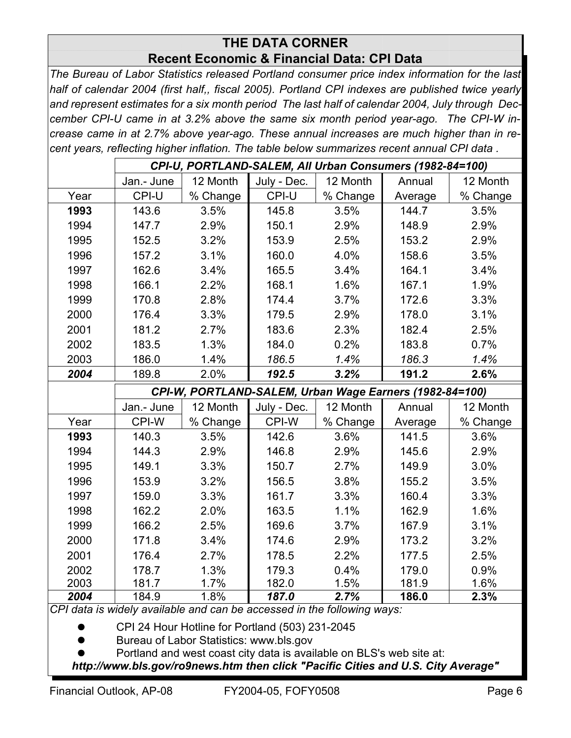# THE DATA CORNER

## Recent Economic & Financial Data: CPI Data

*The Bureau of Labor Statistics released Portland consumer price index information for the last half of calendar 2004 (first half,, fiscal 2005). Portland CPI indexes are published twice yearly and represent estimates for a six month period The last half of calendar 2004, July through December CPI-U came in at 3.2% above the same six month period year-ago. The CPI-W increase came in at 2.7% above year-ago. These annual increases are much higher than in recent years, reflecting higher inflation. The table below summarizes recent annual CPI data .*

| | ***CPI-U, PORTLAND-SALEM, All Urban Consumers (1982-84=100)*** | | | | | |
|---|---|---|---|---|---|---|
| | Jan.- June | 12 Month | July - Dec. | 12 Month | Annual | 12 Month |
| Year | CPI-U | % Change | CPI-U | % Change | Average | % Change |
| **1993** | 143.6 | 3.5% | 145.8 | 3.5% | 144.7 | 3.5% |
| 1994 | 147.7 | 2.9% | 150.1 | 2.9% | 148.9 | 2.9% |
| 1995 | 152.5 | 3.2% | 153.9 | 2.5% | 153.2 | 2.9% |
| 1996 | 157.2 | 3.1% | 160.0 | 4.0% | 158.6 | 3.5% |
| 1997 | 162.6 | 3.4% | 165.5 | 3.4% | 164.1 | 3.4% |
| 1998 | 166.1 | 2.2% | 168.1 | 1.6% | 167.1 | 1.9% |
| 1999 | 170.8 | 2.8% | 174.4 | 3.7% | 172.6 | 3.3% |
| 2000 | 176.4 | 3.3% | 179.5 | 2.9% | 178.0 | 3.1% |
| 2001 | 181.2 | 2.7% | 183.6 | 2.3% | 182.4 | 2.5% |
| 2002 | 183.5 | 1.3% | 184.0 | 0.2% | 183.8 | 0.7% |
| 2003 | 186.0 | 1.4% | *186.5* | *1.4%* | *186.3* | *1.4%* |
| ***2004*** | 189.8 | 2.0% | ***192.5*** | ***3.2%*** | **191.2** | **2.6%** |

| | ***CPI-W, PORTLAND-SALEM, Urban Wage Earners (1982-84=100)*** | | | | | |
|---|---|---|---|---|---|---|
| | Jan.- June | 12 Month | July - Dec. | 12 Month | Annual | 12 Month |
| Year | CPI-W | % Change | CPI-W | % Change | Average | % Change |
| **1993** | 140.3 | 3.5% | 142.6 | 3.6% | 141.5 | 3.6% |
| 1994 | 144.3 | 2.9% | 146.8 | 2.9% | 145.6 | 2.9% |
| 1995 | 149.1 | 3.3% | 150.7 | 2.7% | 149.9 | 3.0% |
| 1996 | 153.9 | 3.2% | 156.5 | 3.8% | 155.2 | 3.5% |
| 1997 | 159.0 | 3.3% | 161.7 | 3.3% | 160.4 | 3.3% |
| 1998 | 162.2 | 2.0% | 163.5 | 1.1% | 162.9 | 1.6% |
| 1999 | 166.2 | 2.5% | 169.6 | 3.7% | 167.9 | 3.1% |
| 2000 | 171.8 | 3.4% | 174.6 | 2.9% | 173.2 | 3.2% |
| 2001 | 176.4 | 2.7% | 178.5 | 2.2% | 177.5 | 2.5% |
| 2002 | 178.7 | 1.3% | 179.3 | 0.4% | 179.0 | 0.9% |
| 2003 | 181.7 | 1.7% | 182.0 | 1.5% | 181.9 | 1.6% |
| ***2004*** | 184.9 | 1.8% | ***187.0*** | ***2.7%*** | **186.0** | **2.3%** |

*CPI data is widely available and can be accessed in the following ways:*

- CPI 24 Hour Hotline for Portland (503) 231-2045
- Bureau of Labor Statistics: www.bls.gov
- Portland and west coast city data is available on BLS's web site at:

***http://www.bls.gov/ro9news.htm then click "Pacific Cities and U.S. City Average"***